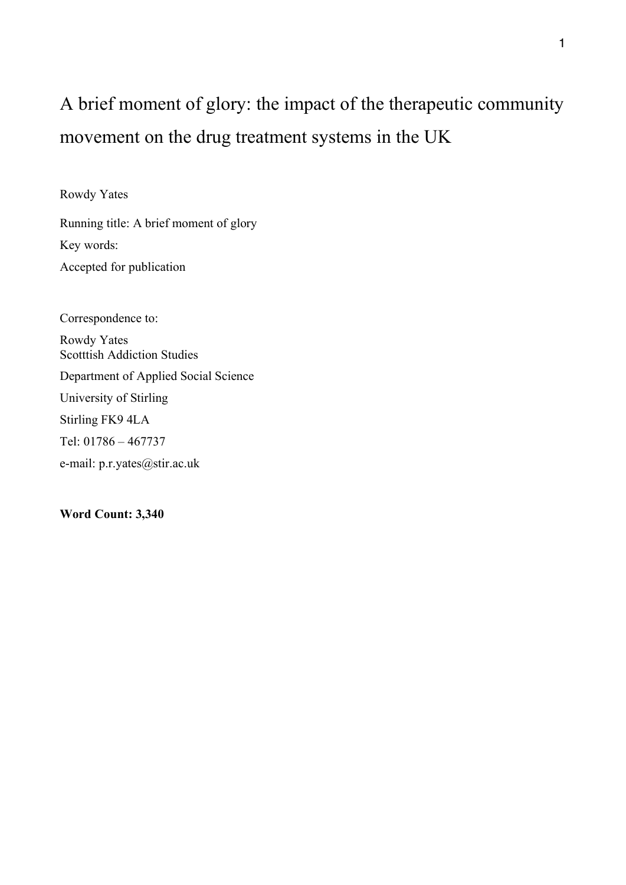# A brief moment of glory: the impact of the therapeutic community movement on the drug treatment systems in the UK

Rowdy Yates

Running title: A brief moment of glory

Key words:

Accepted for publication

Correspondence to:

Rowdy Yates
Scotttish Addiction Studies

Department of Applied Social Science

University of Stirling

Stirling FK9 4LA

Tel: 01786 – 467737

e-mail: p.r.yates@stir.ac.uk

**Word Count: 3,340**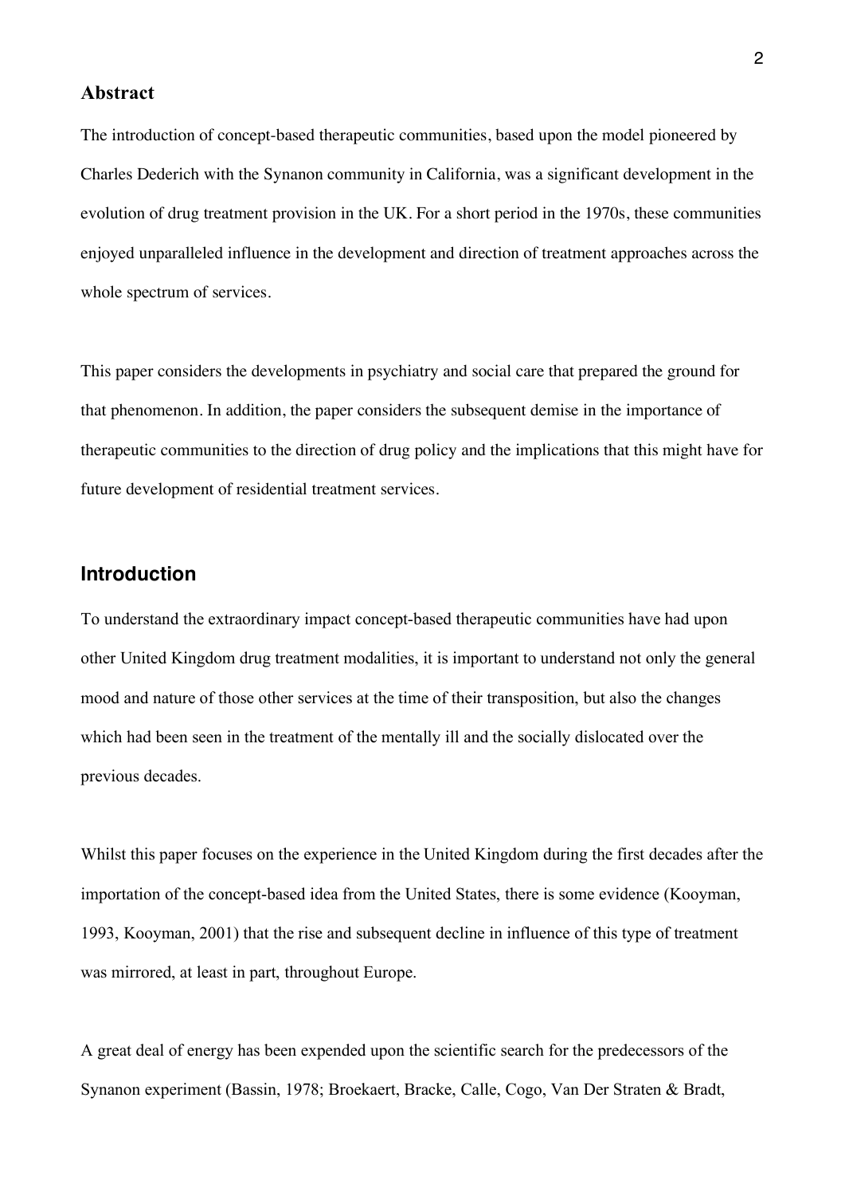## Abstract

The introduction of concept-based therapeutic communities, based upon the model pioneered by Charles Dederich with the Synanon community in California, was a significant development in the evolution of drug treatment provision in the UK. For a short period in the 1970s, these communities enjoyed unparalleled influence in the development and direction of treatment approaches across the whole spectrum of services.

This paper considers the developments in psychiatry and social care that prepared the ground for that phenomenon. In addition, the paper considers the subsequent demise in the importance of therapeutic communities to the direction of drug policy and the implications that this might have for future development of residential treatment services.

## Introduction

To understand the extraordinary impact concept-based therapeutic communities have had upon other United Kingdom drug treatment modalities, it is important to understand not only the general mood and nature of those other services at the time of their transposition, but also the changes which had been seen in the treatment of the mentally ill and the socially dislocated over the previous decades.

Whilst this paper focuses on the experience in the United Kingdom during the first decades after the importation of the concept-based idea from the United States, there is some evidence (Kooyman, 1993, Kooyman, 2001) that the rise and subsequent decline in influence of this type of treatment was mirrored, at least in part, throughout Europe.

A great deal of energy has been expended upon the scientific search for the predecessors of the Synanon experiment (Bassin, 1978; Broekaert, Bracke, Calle, Cogo, Van Der Straten & Bradt,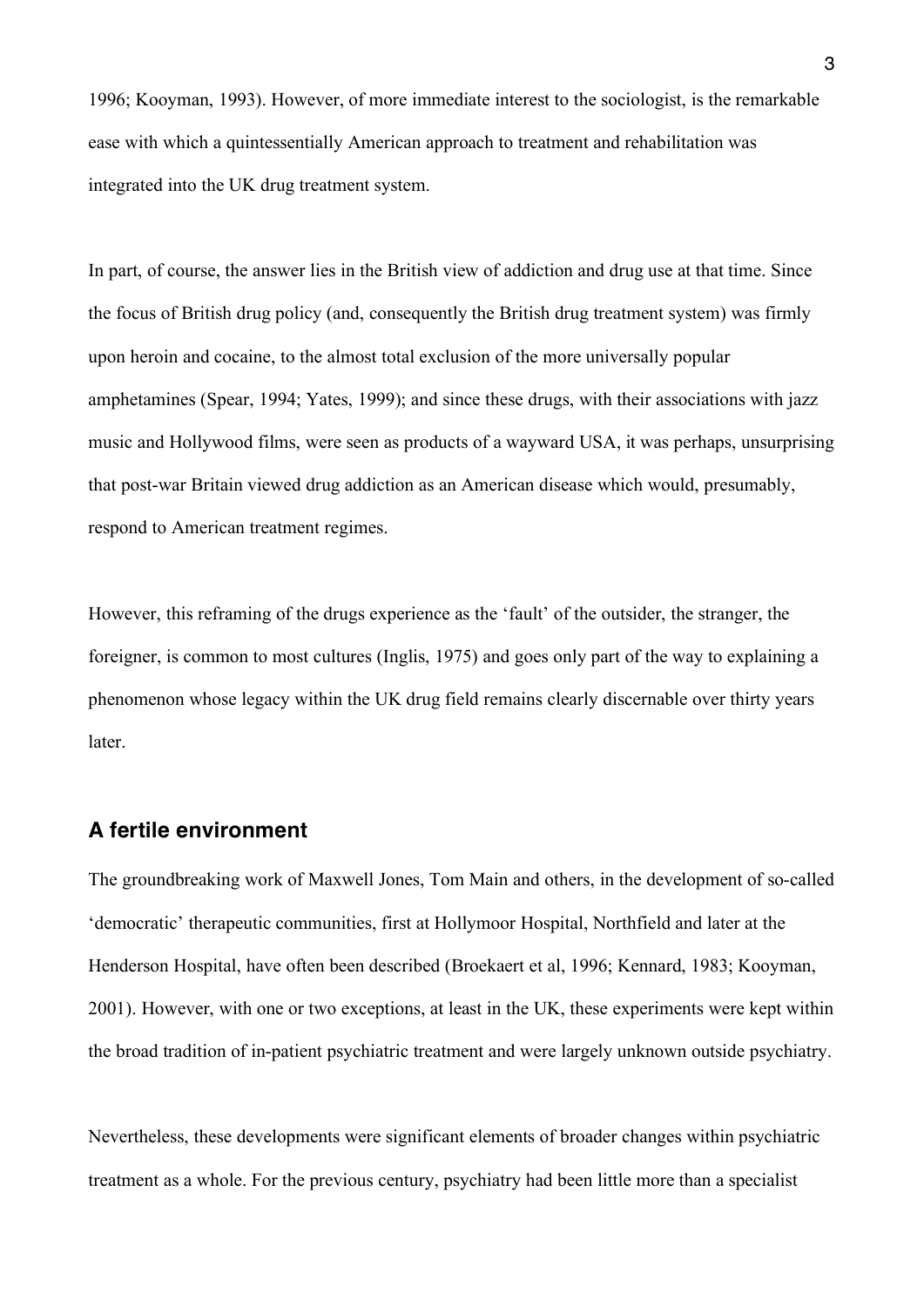1996; Kooyman, 1993). However, of more immediate interest to the sociologist, is the remarkable ease with which a quintessentially American approach to treatment and rehabilitation was integrated into the UK drug treatment system.

In part, of course, the answer lies in the British view of addiction and drug use at that time. Since the focus of British drug policy (and, consequently the British drug treatment system) was firmly upon heroin and cocaine, to the almost total exclusion of the more universally popular amphetamines (Spear, 1994; Yates, 1999); and since these drugs, with their associations with jazz music and Hollywood films, were seen as products of a wayward USA, it was perhaps, unsurprising that post-war Britain viewed drug addiction as an American disease which would, presumably, respond to American treatment regimes.

However, this reframing of the drugs experience as the 'fault' of the outsider, the stranger, the foreigner, is common to most cultures (Inglis, 1975) and goes only part of the way to explaining a phenomenon whose legacy within the UK drug field remains clearly discernable over thirty years later.

## A fertile environment

The groundbreaking work of Maxwell Jones, Tom Main and others, in the development of so-called 'democratic' therapeutic communities, first at Hollymoor Hospital, Northfield and later at the Henderson Hospital, have often been described (Broekaert et al, 1996; Kennard, 1983; Kooyman, 2001). However, with one or two exceptions, at least in the UK, these experiments were kept within the broad tradition of in-patient psychiatric treatment and were largely unknown outside psychiatry.

Nevertheless, these developments were significant elements of broader changes within psychiatric treatment as a whole. For the previous century, psychiatry had been little more than a specialist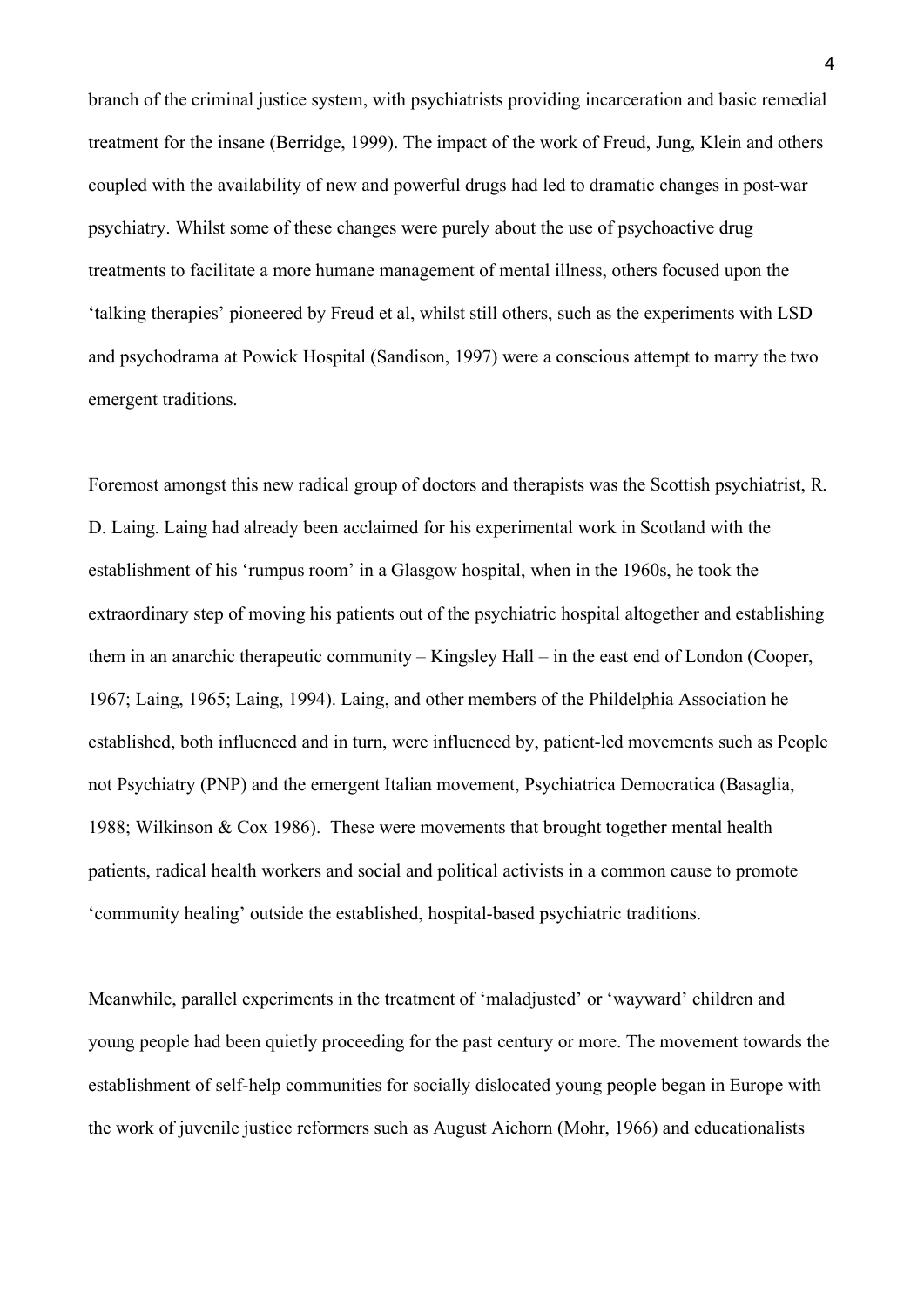branch of the criminal justice system, with psychiatrists providing incarceration and basic remedial treatment for the insane (Berridge, 1999). The impact of the work of Freud, Jung, Klein and others coupled with the availability of new and powerful drugs had led to dramatic changes in post-war psychiatry. Whilst some of these changes were purely about the use of psychoactive drug treatments to facilitate a more humane management of mental illness, others focused upon the 'talking therapies' pioneered by Freud et al, whilst still others, such as the experiments with LSD and psychodrama at Powick Hospital (Sandison, 1997) were a conscious attempt to marry the two emergent traditions.

Foremost amongst this new radical group of doctors and therapists was the Scottish psychiatrist, R. D. Laing. Laing had already been acclaimed for his experimental work in Scotland with the establishment of his 'rumpus room' in a Glasgow hospital, when in the 1960s, he took the extraordinary step of moving his patients out of the psychiatric hospital altogether and establishing them in an anarchic therapeutic community – Kingsley Hall – in the east end of London (Cooper, 1967; Laing, 1965; Laing, 1994). Laing, and other members of the Phildelphia Association he established, both influenced and in turn, were influenced by, patient-led movements such as People not Psychiatry (PNP) and the emergent Italian movement, Psychiatrica Democratica (Basaglia, 1988; Wilkinson & Cox 1986). These were movements that brought together mental health patients, radical health workers and social and political activists in a common cause to promote 'community healing' outside the established, hospital-based psychiatric traditions.

Meanwhile, parallel experiments in the treatment of 'maladjusted' or 'wayward' children and young people had been quietly proceeding for the past century or more. The movement towards the establishment of self-help communities for socially dislocated young people began in Europe with the work of juvenile justice reformers such as August Aichorn (Mohr, 1966) and educationalists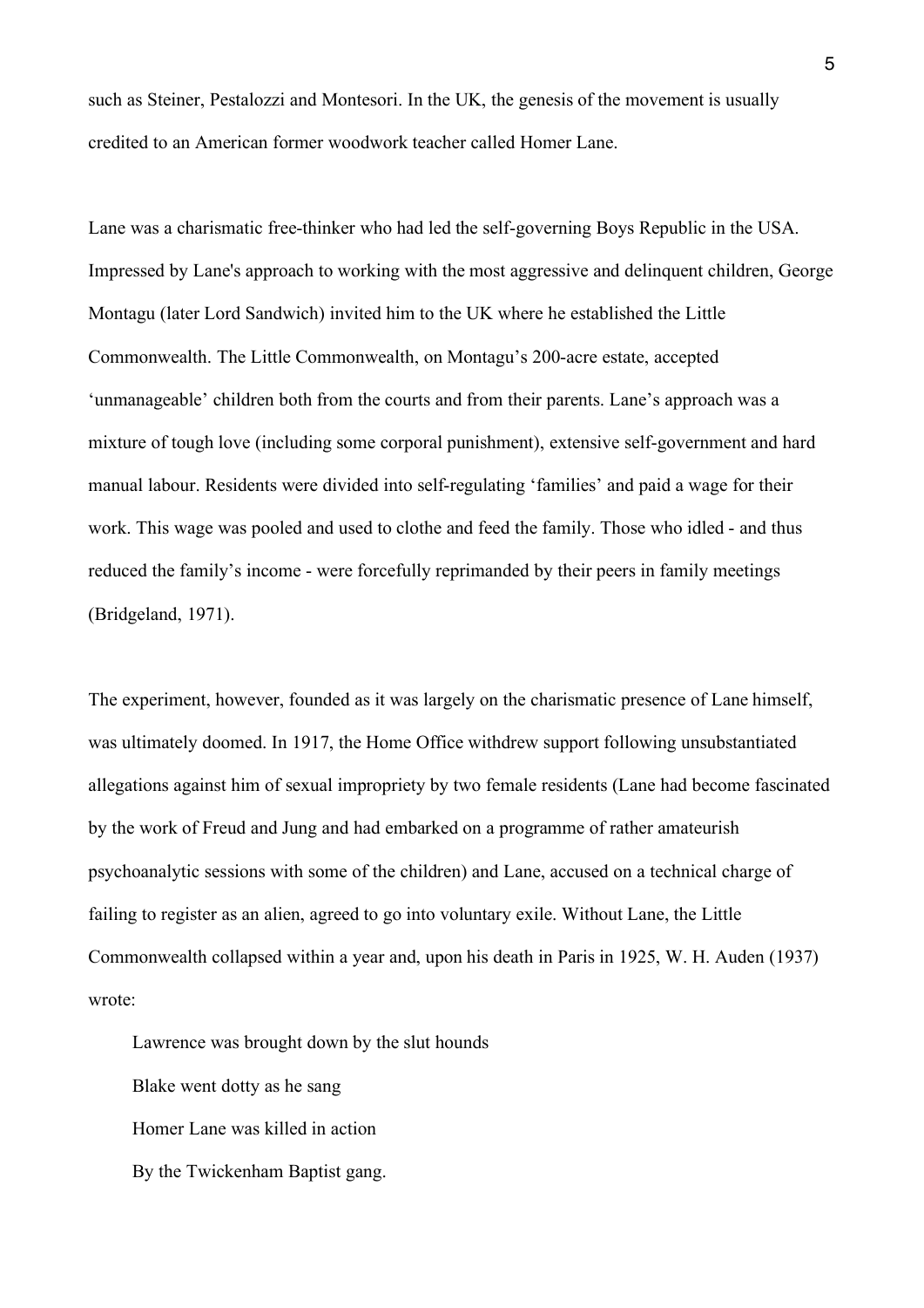such as Steiner, Pestalozzi and Montesori. In the UK, the genesis of the movement is usually credited to an American former woodwork teacher called Homer Lane.

Lane was a charismatic free-thinker who had led the self-governing Boys Republic in the USA. Impressed by Lane's approach to working with the most aggressive and delinquent children, George Montagu (later Lord Sandwich) invited him to the UK where he established the Little Commonwealth. The Little Commonwealth, on Montagu's 200-acre estate, accepted 'unmanageable' children both from the courts and from their parents. Lane's approach was a mixture of tough love (including some corporal punishment), extensive self-government and hard manual labour. Residents were divided into self-regulating 'families' and paid a wage for their work. This wage was pooled and used to clothe and feed the family. Those who idled - and thus reduced the family's income - were forcefully reprimanded by their peers in family meetings (Bridgeland, 1971).

The experiment, however, founded as it was largely on the charismatic presence of Lane himself, was ultimately doomed. In 1917, the Home Office withdrew support following unsubstantiated allegations against him of sexual impropriety by two female residents (Lane had become fascinated by the work of Freud and Jung and had embarked on a programme of rather amateurish psychoanalytic sessions with some of the children) and Lane, accused on a technical charge of failing to register as an alien, agreed to go into voluntary exile. Without Lane, the Little Commonwealth collapsed within a year and, upon his death in Paris in 1925, W. H. Auden (1937) wrote:

> Lawrence was brought down by the slut hounds
> Blake went dotty as he sang
> Homer Lane was killed in action
> By the Twickenham Baptist gang.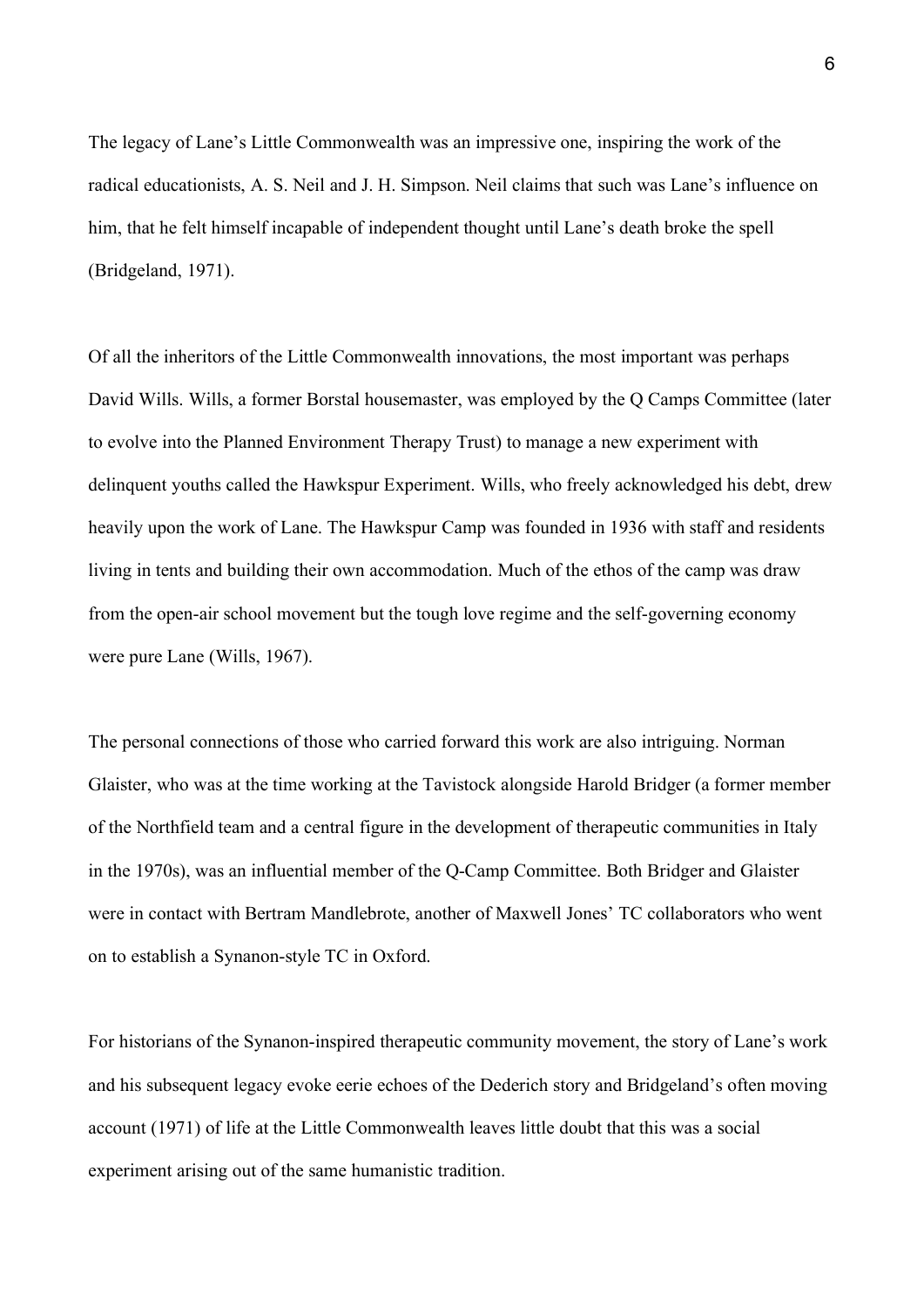The legacy of Lane's Little Commonwealth was an impressive one, inspiring the work of the radical educationists, A. S. Neil and J. H. Simpson. Neil claims that such was Lane's influence on him, that he felt himself incapable of independent thought until Lane's death broke the spell (Bridgeland, 1971).

Of all the inheritors of the Little Commonwealth innovations, the most important was perhaps David Wills. Wills, a former Borstal housemaster, was employed by the Q Camps Committee (later to evolve into the Planned Environment Therapy Trust) to manage a new experiment with delinquent youths called the Hawkspur Experiment. Wills, who freely acknowledged his debt, drew heavily upon the work of Lane. The Hawkspur Camp was founded in 1936 with staff and residents living in tents and building their own accommodation. Much of the ethos of the camp was draw from the open-air school movement but the tough love regime and the self-governing economy were pure Lane (Wills, 1967).

The personal connections of those who carried forward this work are also intriguing. Norman Glaister, who was at the time working at the Tavistock alongside Harold Bridger (a former member of the Northfield team and a central figure in the development of therapeutic communities in Italy in the 1970s), was an influential member of the Q-Camp Committee. Both Bridger and Glaister were in contact with Bertram Mandlebrote, another of Maxwell Jones' TC collaborators who went on to establish a Synanon-style TC in Oxford.

For historians of the Synanon-inspired therapeutic community movement, the story of Lane's work and his subsequent legacy evoke eerie echoes of the Dederich story and Bridgeland's often moving account (1971) of life at the Little Commonwealth leaves little doubt that this was a social experiment arising out of the same humanistic tradition.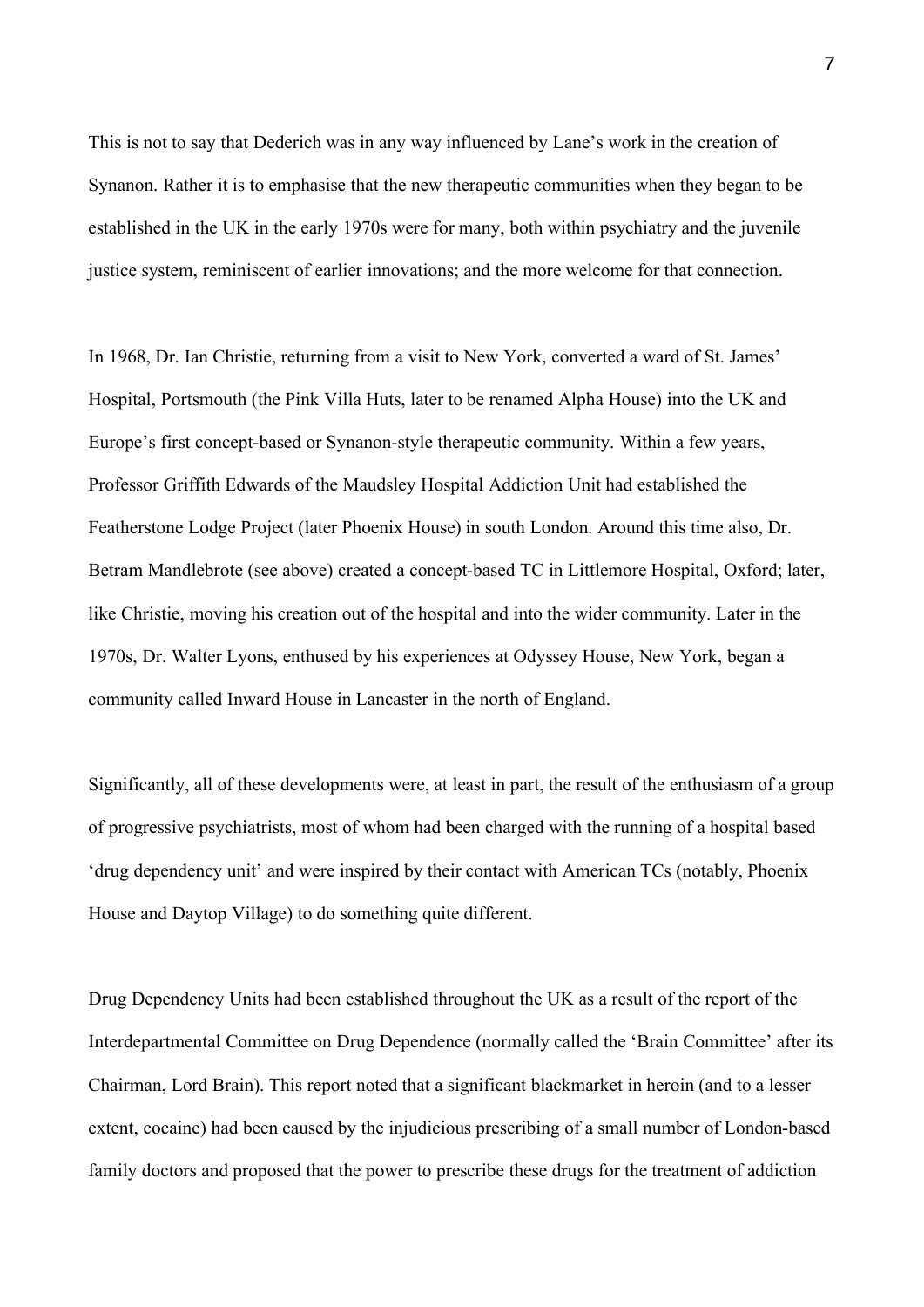This is not to say that Dederich was in any way influenced by Lane's work in the creation of Synanon. Rather it is to emphasise that the new therapeutic communities when they began to be established in the UK in the early 1970s were for many, both within psychiatry and the juvenile justice system, reminiscent of earlier innovations; and the more welcome for that connection.

In 1968, Dr. Ian Christie, returning from a visit to New York, converted a ward of St. James' Hospital, Portsmouth (the Pink Villa Huts, later to be renamed Alpha House) into the UK and Europe's first concept-based or Synanon-style therapeutic community. Within a few years, Professor Griffith Edwards of the Maudsley Hospital Addiction Unit had established the Featherstone Lodge Project (later Phoenix House) in south London. Around this time also, Dr. Betram Mandlebrote (see above) created a concept-based TC in Littlemore Hospital, Oxford; later, like Christie, moving his creation out of the hospital and into the wider community. Later in the 1970s, Dr. Walter Lyons, enthused by his experiences at Odyssey House, New York, began a community called Inward House in Lancaster in the north of England.

Significantly, all of these developments were, at least in part, the result of the enthusiasm of a group of progressive psychiatrists, most of whom had been charged with the running of a hospital based 'drug dependency unit' and were inspired by their contact with American TCs (notably, Phoenix House and Daytop Village) to do something quite different.

Drug Dependency Units had been established throughout the UK as a result of the report of the Interdepartmental Committee on Drug Dependence (normally called the 'Brain Committee' after its Chairman, Lord Brain). This report noted that a significant blackmarket in heroin (and to a lesser extent, cocaine) had been caused by the injudicious prescribing of a small number of London-based family doctors and proposed that the power to prescribe these drugs for the treatment of addiction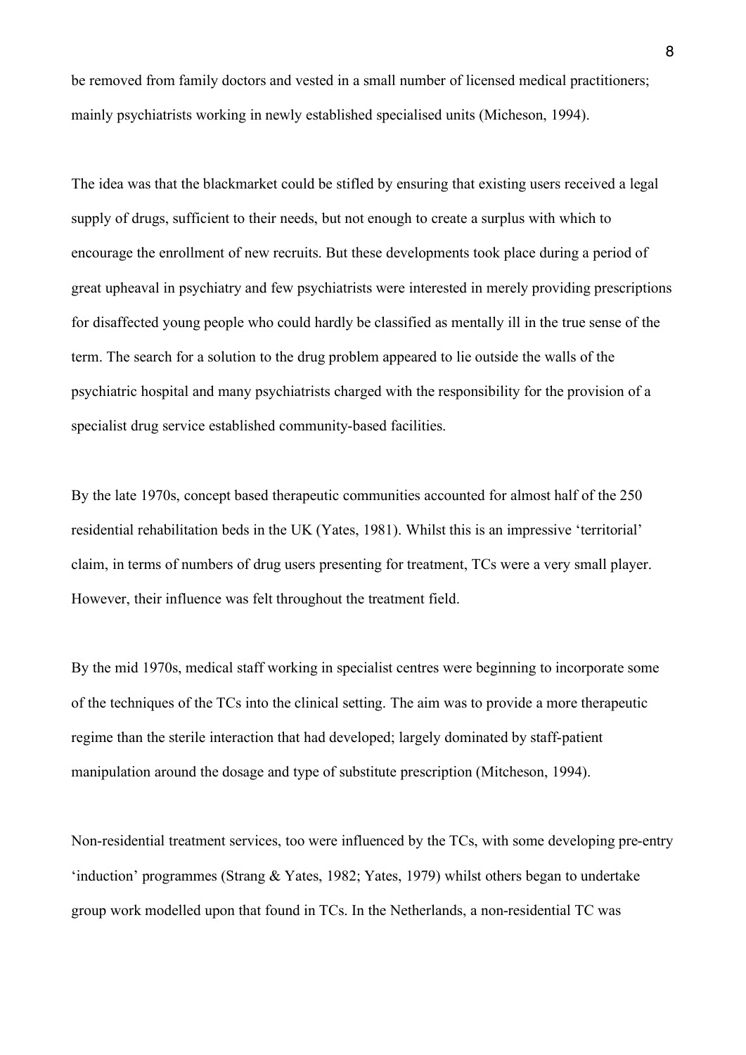be removed from family doctors and vested in a small number of licensed medical practitioners; mainly psychiatrists working in newly established specialised units (Micheson, 1994).

The idea was that the blackmarket could be stifled by ensuring that existing users received a legal supply of drugs, sufficient to their needs, but not enough to create a surplus with which to encourage the enrollment of new recruits. But these developments took place during a period of great upheaval in psychiatry and few psychiatrists were interested in merely providing prescriptions for disaffected young people who could hardly be classified as mentally ill in the true sense of the term. The search for a solution to the drug problem appeared to lie outside the walls of the psychiatric hospital and many psychiatrists charged with the responsibility for the provision of a specialist drug service established community-based facilities.

By the late 1970s, concept based therapeutic communities accounted for almost half of the 250 residential rehabilitation beds in the UK (Yates, 1981). Whilst this is an impressive 'territorial' claim, in terms of numbers of drug users presenting for treatment, TCs were a very small player. However, their influence was felt throughout the treatment field.

By the mid 1970s, medical staff working in specialist centres were beginning to incorporate some of the techniques of the TCs into the clinical setting. The aim was to provide a more therapeutic regime than the sterile interaction that had developed; largely dominated by staff-patient manipulation around the dosage and type of substitute prescription (Mitcheson, 1994).

Non-residential treatment services, too were influenced by the TCs, with some developing pre-entry 'induction' programmes (Strang & Yates, 1982; Yates, 1979) whilst others began to undertake group work modelled upon that found in TCs. In the Netherlands, a non-residential TC was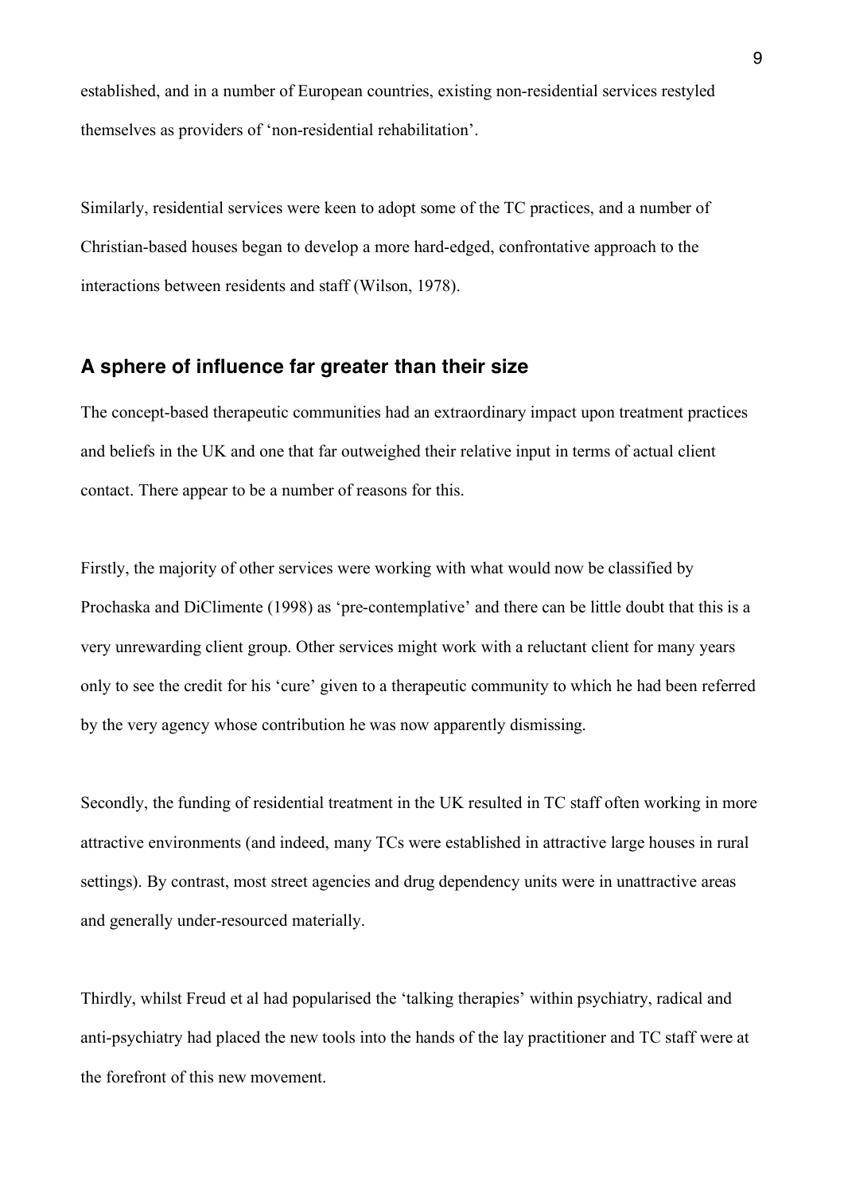established, and in a number of European countries, existing non-residential services restyled themselves as providers of 'non-residential rehabilitation'.

Similarly, residential services were keen to adopt some of the TC practices, and a number of Christian-based houses began to develop a more hard-edged, confrontative approach to the interactions between residents and staff (Wilson, 1978).

## A sphere of influence far greater than their size

The concept-based therapeutic communities had an extraordinary impact upon treatment practices and beliefs in the UK and one that far outweighed their relative input in terms of actual client contact. There appear to be a number of reasons for this.

Firstly, the majority of other services were working with what would now be classified by Prochaska and DiClimente (1998) as 'pre-contemplative' and there can be little doubt that this is a very unrewarding client group. Other services might work with a reluctant client for many years only to see the credit for his 'cure' given to a therapeutic community to which he had been referred by the very agency whose contribution he was now apparently dismissing.

Secondly, the funding of residential treatment in the UK resulted in TC staff often working in more attractive environments (and indeed, many TCs were established in attractive large houses in rural settings). By contrast, most street agencies and drug dependency units were in unattractive areas and generally under-resourced materially.

Thirdly, whilst Freud et al had popularised the 'talking therapies' within psychiatry, radical and anti-psychiatry had placed the new tools into the hands of the lay practitioner and TC staff were at the forefront of this new movement.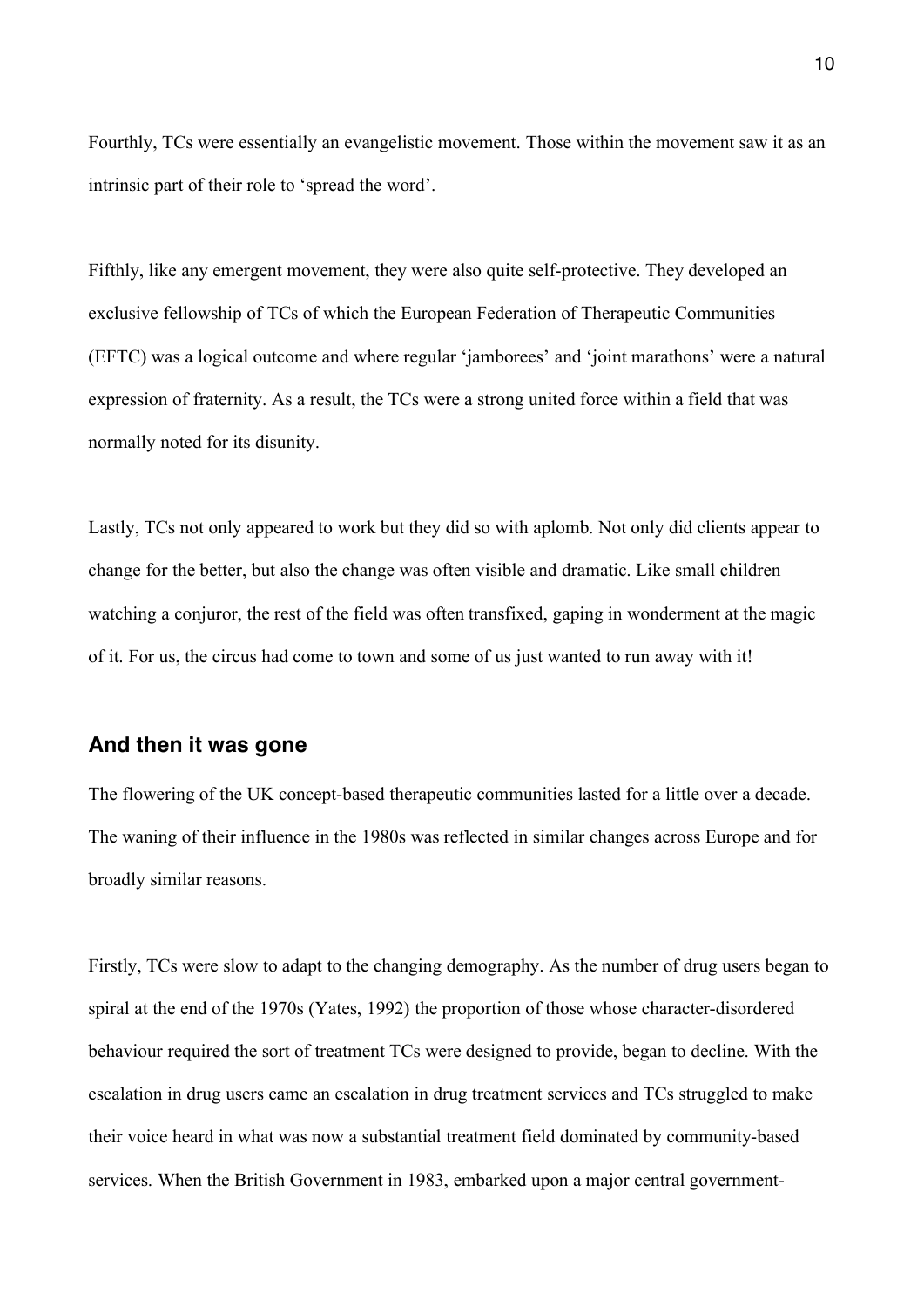Fourthly, TCs were essentially an evangelistic movement. Those within the movement saw it as an intrinsic part of their role to 'spread the word'.

Fifthly, like any emergent movement, they were also quite self-protective. They developed an exclusive fellowship of TCs of which the European Federation of Therapeutic Communities (EFTC) was a logical outcome and where regular 'jamborees' and 'joint marathons' were a natural expression of fraternity. As a result, the TCs were a strong united force within a field that was normally noted for its disunity.

Lastly, TCs not only appeared to work but they did so with aplomb. Not only did clients appear to change for the better, but also the change was often visible and dramatic. Like small children watching a conjuror, the rest of the field was often transfixed, gaping in wonderment at the magic of it. For us, the circus had come to town and some of us just wanted to run away with it!

## And then it was gone

The flowering of the UK concept-based therapeutic communities lasted for a little over a decade. The waning of their influence in the 1980s was reflected in similar changes across Europe and for broadly similar reasons.

Firstly, TCs were slow to adapt to the changing demography. As the number of drug users began to spiral at the end of the 1970s (Yates, 1992) the proportion of those whose character-disordered behaviour required the sort of treatment TCs were designed to provide, began to decline. With the escalation in drug users came an escalation in drug treatment services and TCs struggled to make their voice heard in what was now a substantial treatment field dominated by community-based services. When the British Government in 1983, embarked upon a major central government-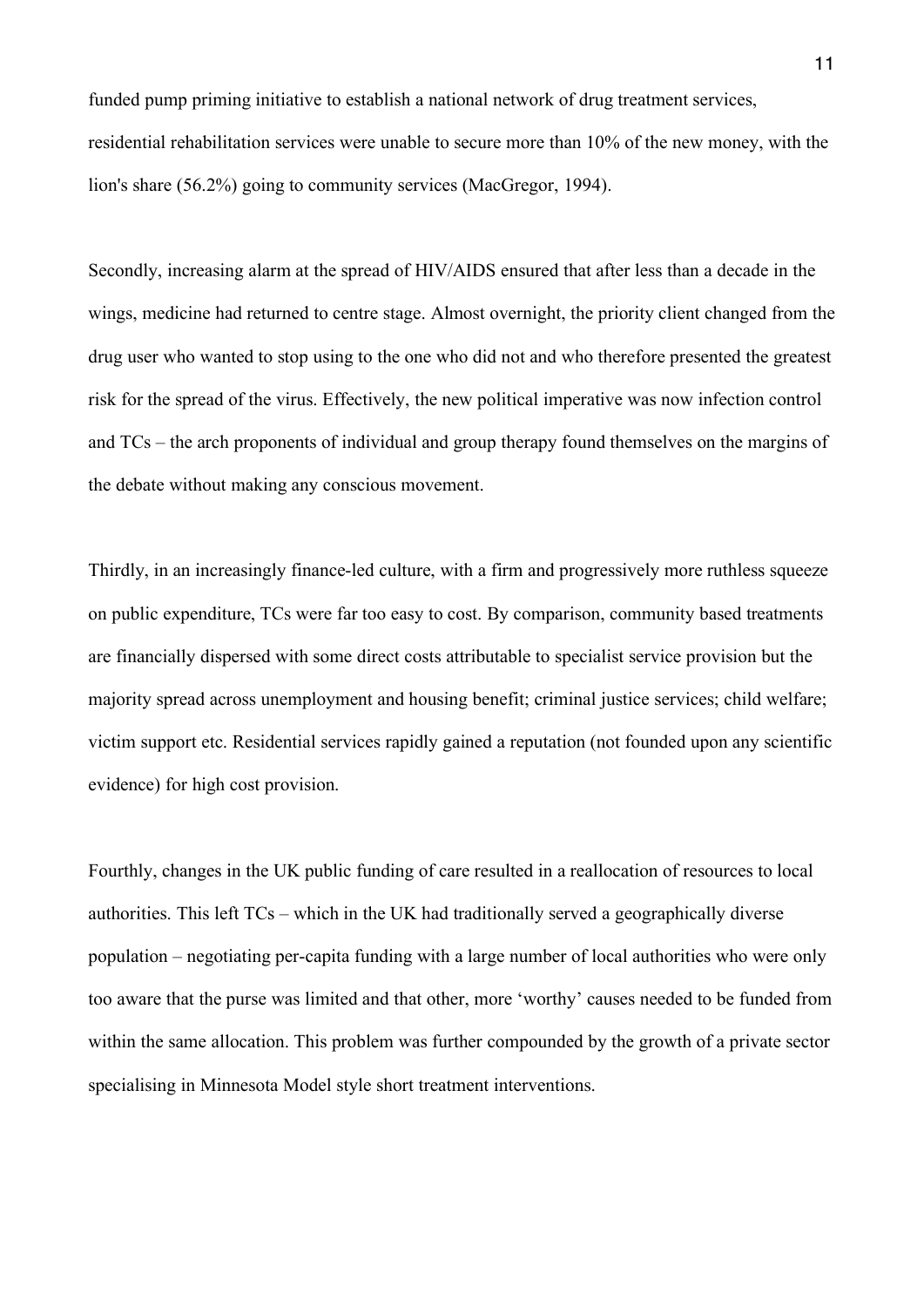funded pump priming initiative to establish a national network of drug treatment services, residential rehabilitation services were unable to secure more than 10% of the new money, with the lion's share (56.2%) going to community services (MacGregor, 1994).

Secondly, increasing alarm at the spread of HIV/AIDS ensured that after less than a decade in the wings, medicine had returned to centre stage. Almost overnight, the priority client changed from the drug user who wanted to stop using to the one who did not and who therefore presented the greatest risk for the spread of the virus. Effectively, the new political imperative was now infection control and TCs – the arch proponents of individual and group therapy found themselves on the margins of the debate without making any conscious movement.

Thirdly, in an increasingly finance-led culture, with a firm and progressively more ruthless squeeze on public expenditure, TCs were far too easy to cost. By comparison, community based treatments are financially dispersed with some direct costs attributable to specialist service provision but the majority spread across unemployment and housing benefit; criminal justice services; child welfare; victim support etc. Residential services rapidly gained a reputation (not founded upon any scientific evidence) for high cost provision.

Fourthly, changes in the UK public funding of care resulted in a reallocation of resources to local authorities. This left TCs – which in the UK had traditionally served a geographically diverse population – negotiating per-capita funding with a large number of local authorities who were only too aware that the purse was limited and that other, more 'worthy' causes needed to be funded from within the same allocation. This problem was further compounded by the growth of a private sector specialising in Minnesota Model style short treatment interventions.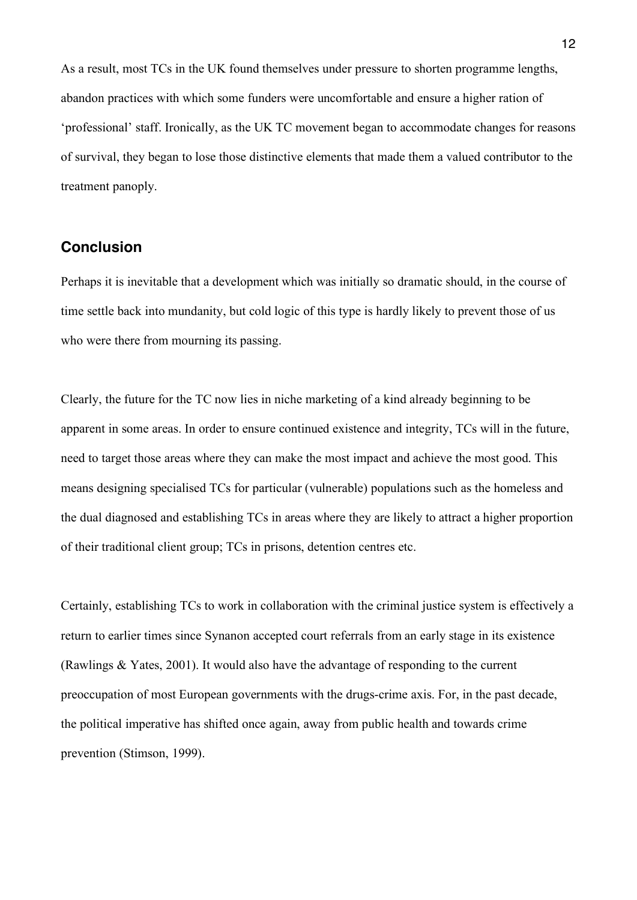As a result, most TCs in the UK found themselves under pressure to shorten programme lengths, abandon practices with which some funders were uncomfortable and ensure a higher ration of 'professional' staff. Ironically, as the UK TC movement began to accommodate changes for reasons of survival, they began to lose those distinctive elements that made them a valued contributor to the treatment panoply.

## Conclusion

Perhaps it is inevitable that a development which was initially so dramatic should, in the course of time settle back into mundanity, but cold logic of this type is hardly likely to prevent those of us who were there from mourning its passing.

Clearly, the future for the TC now lies in niche marketing of a kind already beginning to be apparent in some areas. In order to ensure continued existence and integrity, TCs will in the future, need to target those areas where they can make the most impact and achieve the most good. This means designing specialised TCs for particular (vulnerable) populations such as the homeless and the dual diagnosed and establishing TCs in areas where they are likely to attract a higher proportion of their traditional client group; TCs in prisons, detention centres etc.

Certainly, establishing TCs to work in collaboration with the criminal justice system is effectively a return to earlier times since Synanon accepted court referrals from an early stage in its existence (Rawlings & Yates, 2001). It would also have the advantage of responding to the current preoccupation of most European governments with the drugs-crime axis. For, in the past decade, the political imperative has shifted once again, away from public health and towards crime prevention (Stimson, 1999).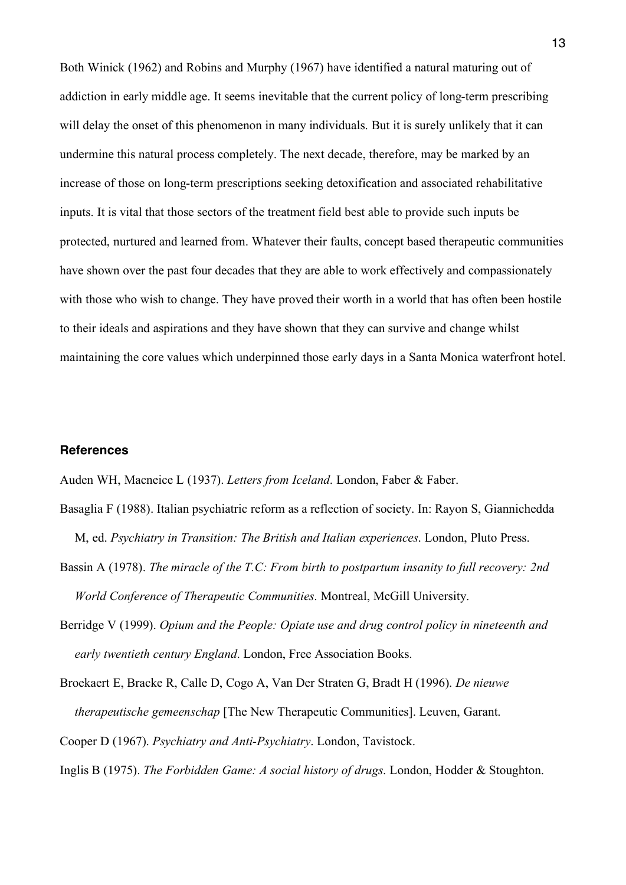Both Winick (1962) and Robins and Murphy (1967) have identified a natural maturing out of addiction in early middle age. It seems inevitable that the current policy of long-term prescribing will delay the onset of this phenomenon in many individuals. But it is surely unlikely that it can undermine this natural process completely. The next decade, therefore, may be marked by an increase of those on long-term prescriptions seeking detoxification and associated rehabilitative inputs. It is vital that those sectors of the treatment field best able to provide such inputs be protected, nurtured and learned from. Whatever their faults, concept based therapeutic communities have shown over the past four decades that they are able to work effectively and compassionately with those who wish to change. They have proved their worth in a world that has often been hostile to their ideals and aspirations and they have shown that they can survive and change whilst maintaining the core values which underpinned those early days in a Santa Monica waterfront hotel.

## References

Auden WH, Macneice L (1937). *Letters from Iceland*. London, Faber & Faber.

Basaglia F (1988). Italian psychiatric reform as a reflection of society. In: Rayon S, Giannichedda M, ed. *Psychiatry in Transition: The British and Italian experiences*. London, Pluto Press.

Bassin A (1978). *The miracle of the T.C: From birth to postpartum insanity to full recovery: 2nd World Conference of Therapeutic Communities*. Montreal, McGill University.

Berridge V (1999). *Opium and the People: Opiate use and drug control policy in nineteenth and early twentieth century England*. London, Free Association Books.

Broekaert E, Bracke R, Calle D, Cogo A, Van Der Straten G, Bradt H (1996). *De nieuwe therapeutische gemeenschap* [The New Therapeutic Communities]. Leuven, Garant.

Cooper D (1967). *Psychiatry and Anti-Psychiatry*. London, Tavistock.

Inglis B (1975). *The Forbidden Game: A social history of drugs*. London, Hodder & Stoughton.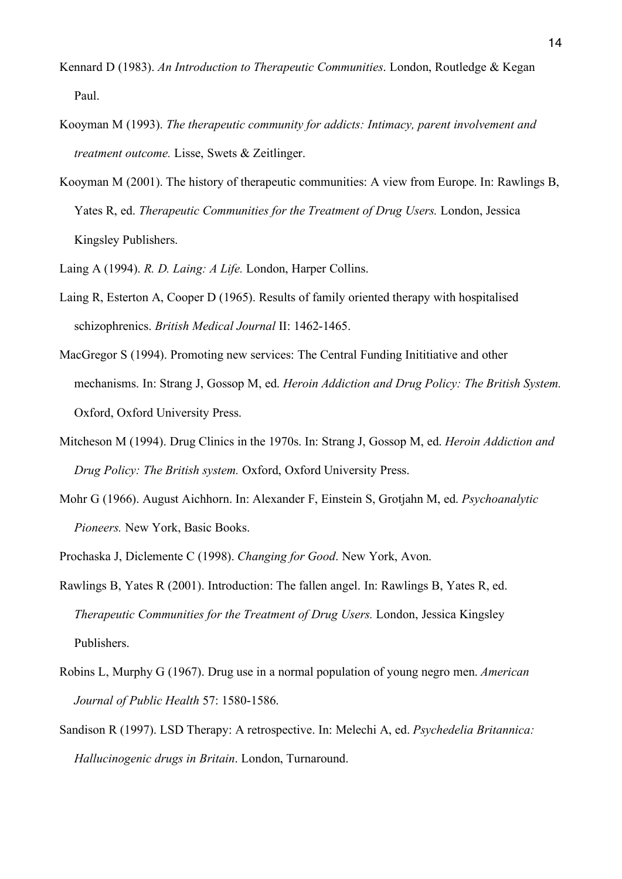Kennard D (1983). *An Introduction to Therapeutic Communities*. London, Routledge & Kegan Paul.

Kooyman M (1993). *The therapeutic community for addicts: Intimacy, parent involvement and treatment outcome.* Lisse, Swets & Zeitlinger.

Kooyman M (2001). The history of therapeutic communities: A view from Europe. In: Rawlings B, Yates R, ed. *Therapeutic Communities for the Treatment of Drug Users.* London, Jessica Kingsley Publishers.

Laing A (1994). *R. D. Laing: A Life.* London, Harper Collins.

Laing R, Esterton A, Cooper D (1965). Results of family oriented therapy with hospitalised schizophrenics. *British Medical Journal* II: 1462-1465.

MacGregor S (1994). Promoting new services: The Central Funding Inititiative and other mechanisms. In: Strang J, Gossop M, ed. *Heroin Addiction and Drug Policy: The British System.* Oxford, Oxford University Press.

Mitcheson M (1994). Drug Clinics in the 1970s. In: Strang J, Gossop M, ed. *Heroin Addiction and Drug Policy: The British system.* Oxford, Oxford University Press.

Mohr G (1966). August Aichhorn. In: Alexander F, Einstein S, Grotjahn M, ed. *Psychoanalytic Pioneers.* New York, Basic Books.

Prochaska J, Diclemente C (1998). *Changing for Good*. New York, Avon.

Rawlings B, Yates R (2001). Introduction: The fallen angel. In: Rawlings B, Yates R, ed. *Therapeutic Communities for the Treatment of Drug Users.* London, Jessica Kingsley Publishers.

Robins L, Murphy G (1967). Drug use in a normal population of young negro men. *American Journal of Public Health* 57: 1580-1586.

Sandison R (1997). LSD Therapy: A retrospective. In: Melechi A, ed. *Psychedelia Britannica: Hallucinogenic drugs in Britain*. London, Turnaround.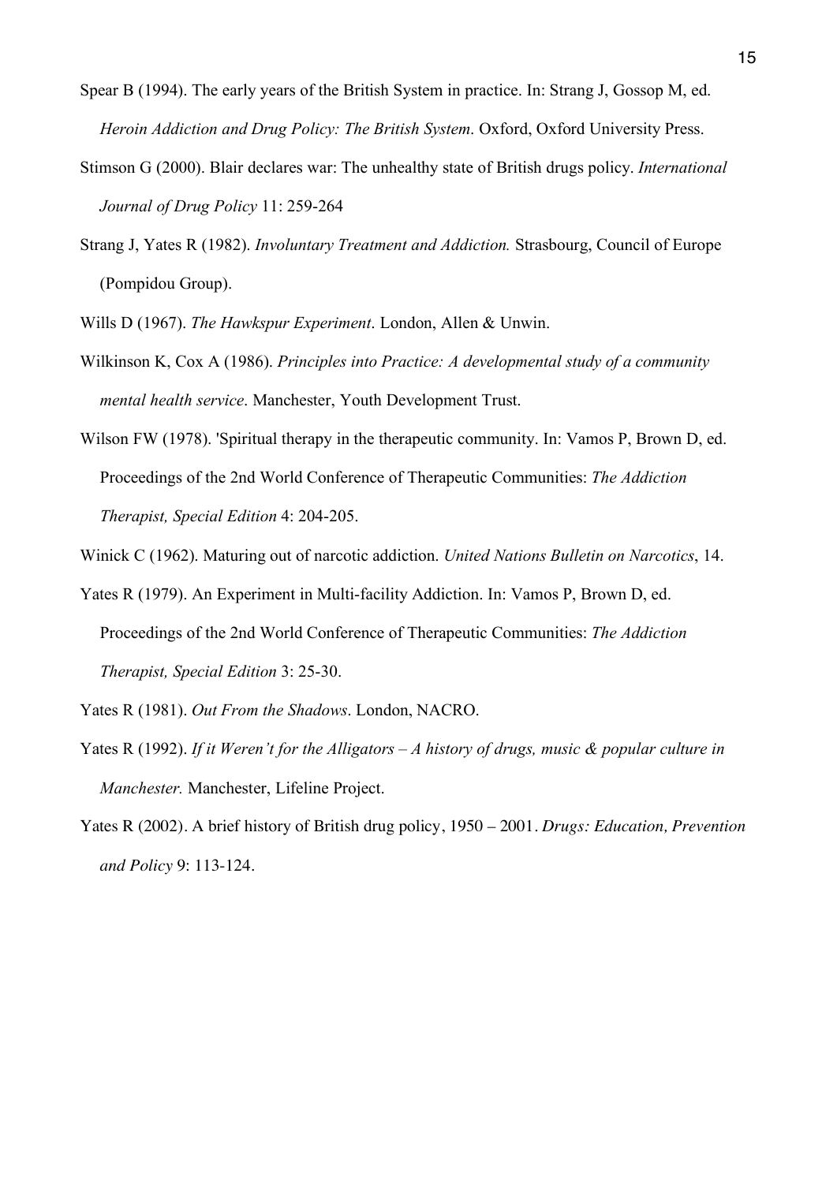Spear B (1994). The early years of the British System in practice. In: Strang J, Gossop M, ed. *Heroin Addiction and Drug Policy: The British System*. Oxford, Oxford University Press.

Stimson G (2000). Blair declares war: The unhealthy state of British drugs policy. *International Journal of Drug Policy* 11: 259-264

Strang J, Yates R (1982). *Involuntary Treatment and Addiction.* Strasbourg, Council of Europe (Pompidou Group).

Wills D (1967). *The Hawkspur Experiment*. London, Allen & Unwin.

Wilkinson K, Cox A (1986). *Principles into Practice: A developmental study of a community mental health service*. Manchester, Youth Development Trust.

Wilson FW (1978). 'Spiritual therapy in the therapeutic community. In: Vamos P, Brown D, ed. Proceedings of the 2nd World Conference of Therapeutic Communities: *The Addiction Therapist, Special Edition* 4: 204-205.

Winick C (1962). Maturing out of narcotic addiction. *United Nations Bulletin on Narcotics*, 14.

Yates R (1979). An Experiment in Multi-facility Addiction. In: Vamos P, Brown D, ed. Proceedings of the 2nd World Conference of Therapeutic Communities: *The Addiction Therapist, Special Edition* 3: 25-30.

Yates R (1981). *Out From the Shadows*. London, NACRO.

Yates R (1992). *If it Weren't for the Alligators – A history of drugs, music & popular culture in Manchester.* Manchester, Lifeline Project.

Yates R (2002). A brief history of British drug policy, 1950 – 2001. *Drugs: Education, Prevention and Policy* 9: 113-124.